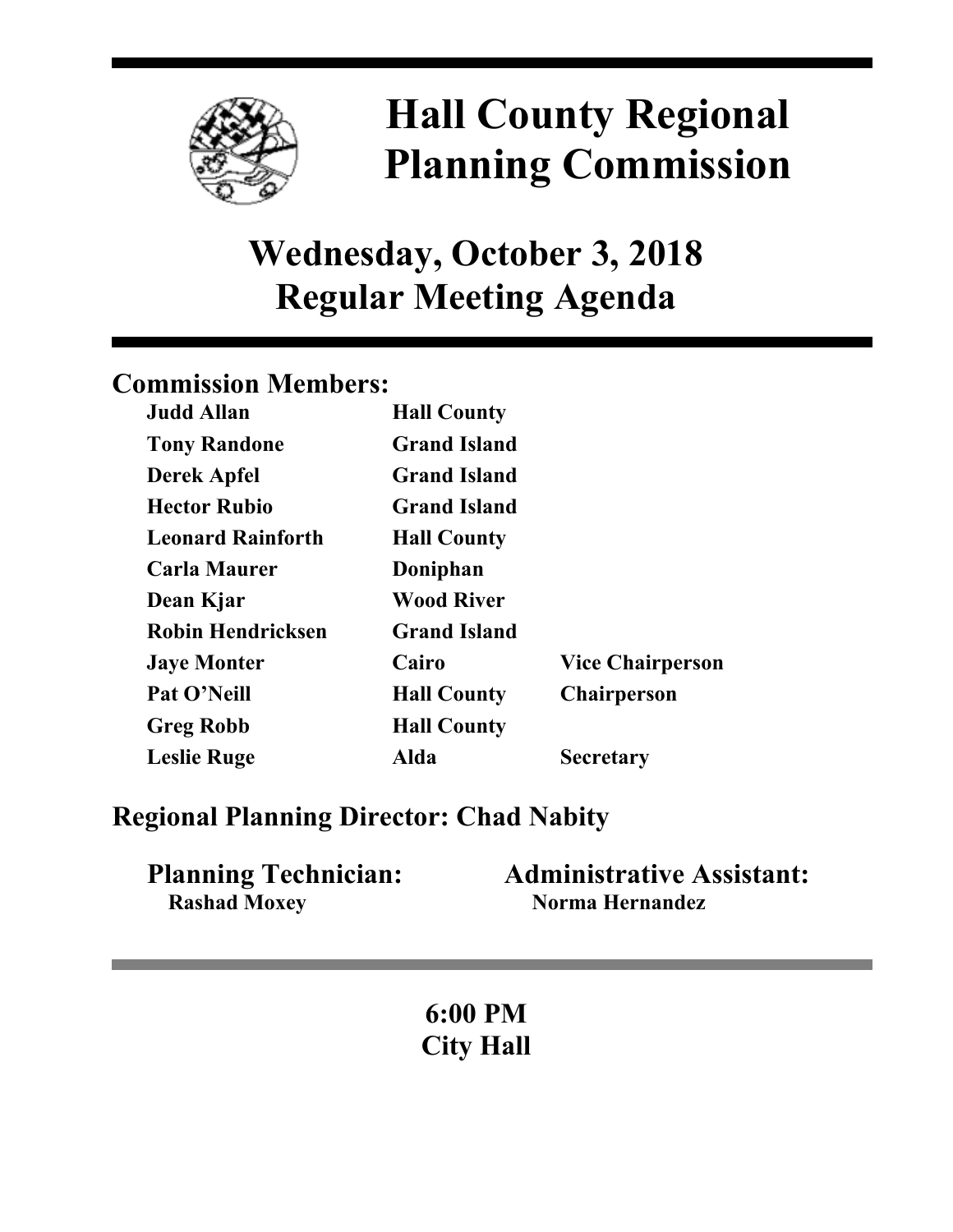# Hall County Regional Planning Commission

## Wednesday, October 3, 2018
## Regular Meeting Agenda

### Commission Members:

| | | |
|---|---|---|
| **Judd Allan** | **Hall County** | |
| **Tony Randone** | **Grand Island** | |
| **Derek Apfel** | **Grand Island** | |
| **Hector Rubio** | **Grand Island** | |
| **Leonard Rainforth** | **Hall County** | |
| **Carla Maurer** | **Doniphan** | |
| **Dean Kjar** | **Wood River** | |
| **Robin Hendricksen** | **Grand Island** | |
| **Jaye Monter** | **Cairo** | **Vice Chairperson** |
| **Pat O'Neill** | **Hall County** | **Chairperson** |
| **Greg Robb** | **Hall County** | |
| **Leslie Ruge** | **Alda** | **Secretary** |

### Regional Planning Director: Chad Nabity

**Planning Technician:**
**Rashad Moxey**

**Administrative Assistant:**
**Norma Hernandez**

**6:00 PM**
**City Hall**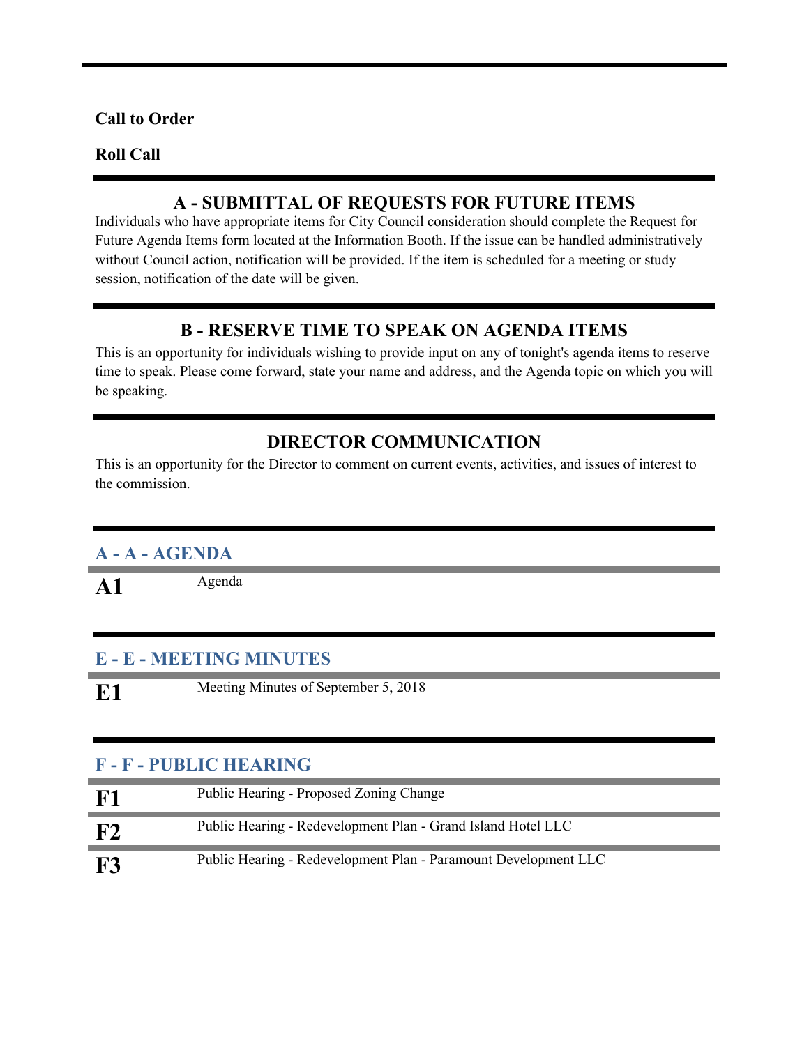**Call to Order**

**Roll Call**

## A - SUBMITTAL OF REQUESTS FOR FUTURE ITEMS

Individuals who have appropriate items for City Council consideration should complete the Request for Future Agenda Items form located at the Information Booth. If the issue can be handled administratively without Council action, notification will be provided. If the item is scheduled for a meeting or study session, notification of the date will be given.

## B - RESERVE TIME TO SPEAK ON AGENDA ITEMS

This is an opportunity for individuals wishing to provide input on any of tonight's agenda items to reserve time to speak. Please come forward, state your name and address, and the Agenda topic on which you will be speaking.

## DIRECTOR COMMUNICATION

This is an opportunity for the Director to comment on current events, activities, and issues of interest to the commission.

### A - A - AGENDA

**A1** Agenda

### E - E - MEETING MINUTES

**E1** Meeting Minutes of September 5, 2018

### F - F - PUBLIC HEARING

**F1** Public Hearing - Proposed Zoning Change

**F2** Public Hearing - Redevelopment Plan - Grand Island Hotel LLC

**F3** Public Hearing - Redevelopment Plan - Paramount Development LLC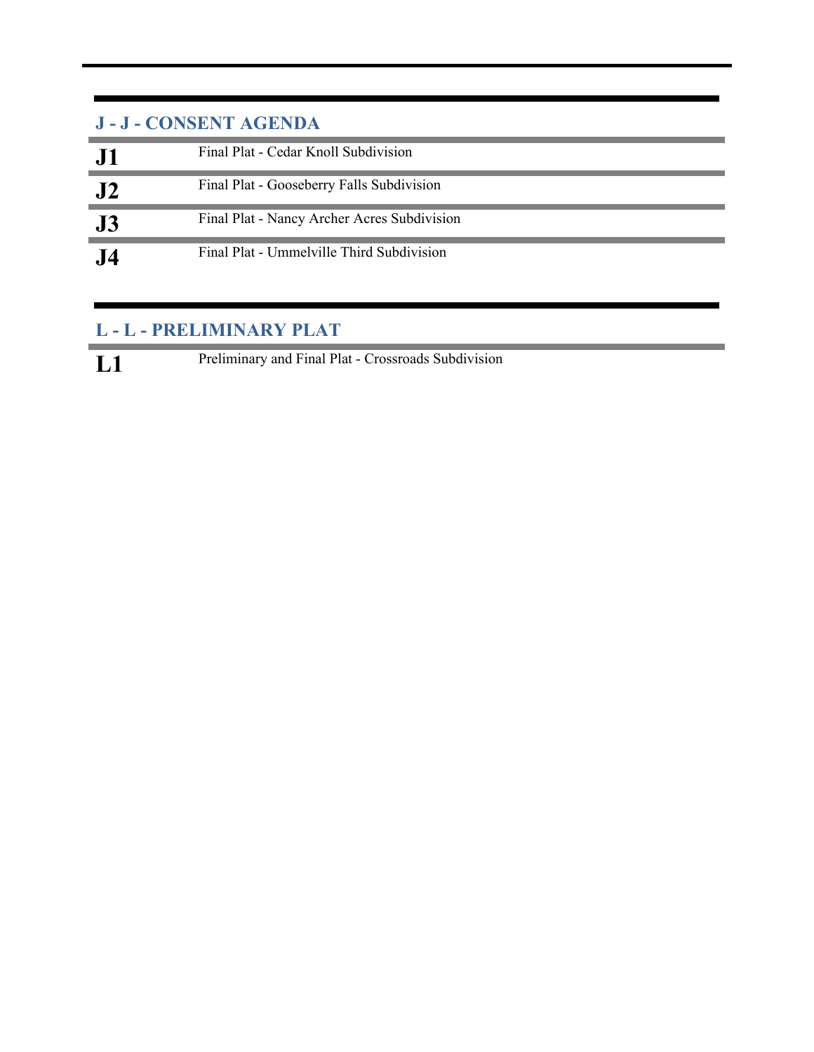## J - J - CONSENT AGENDA

| | |
|---|---|
| **J1** | Final Plat - Cedar Knoll Subdivision |
| **J2** | Final Plat - Gooseberry Falls Subdivision |
| **J3** | Final Plat - Nancy Archer Acres Subdivision |
| **J4** | Final Plat - Ummelville Third Subdivision |

## L - L - PRELIMINARY PLAT

| | |
|---|---|
| **L1** | Preliminary and Final Plat - Crossroads Subdivision |